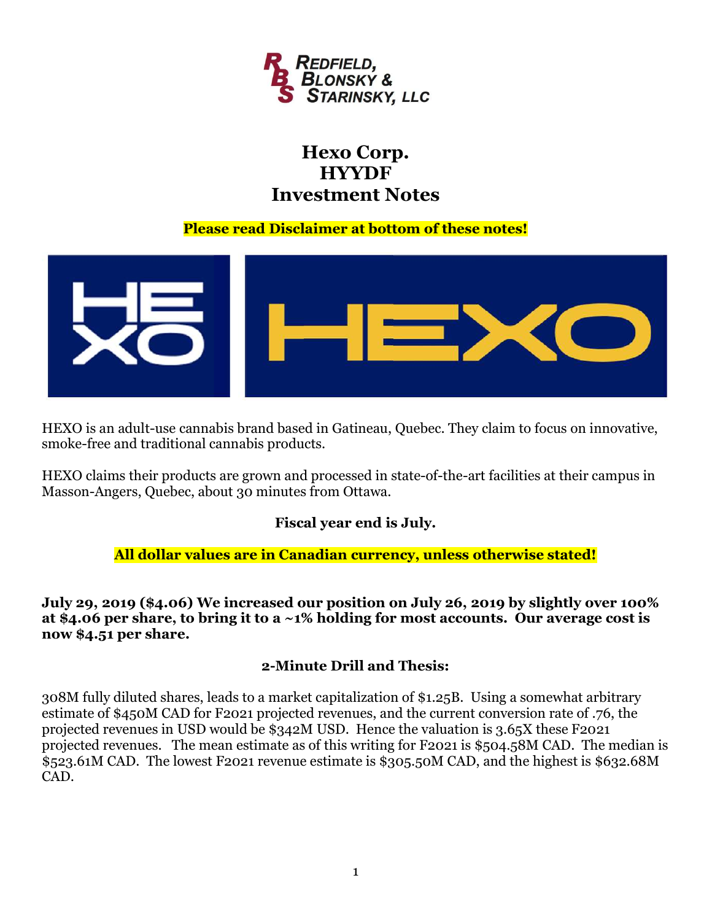REDFIELD, BLONSKY & STARINSKY, LLC

# Hexo Corp.
# HYYDF
# Investment Notes

**Please read Disclaimer at bottom of these notes!**

HEXO is an adult-use cannabis brand based in Gatineau, Quebec. They claim to focus on innovative, smoke-free and traditional cannabis products.

HEXO claims their products are grown and processed in state-of-the-art facilities at their campus in Masson-Angers, Quebec, about 30 minutes from Ottawa.

**Fiscal year end is July.**

**All dollar values are in Canadian currency, unless otherwise stated!**

**July 29, 2019 ($4.06) We increased our position on July 26, 2019 by slightly over 100% at $4.06 per share, to bring it to a ~1% holding for most accounts. Our average cost is now $4.51 per share.**

**2-Minute Drill and Thesis:**

308M fully diluted shares, leads to a market capitalization of $1.25B. Using a somewhat arbitrary estimate of $450M CAD for F2021 projected revenues, and the current conversion rate of .76, the projected revenues in USD would be $342M USD. Hence the valuation is 3.65X these F2021 projected revenues. The mean estimate as of this writing for F2021 is $504.58M CAD. The median is $523.61M CAD. The lowest F2021 revenue estimate is $305.50M CAD, and the highest is $632.68M CAD.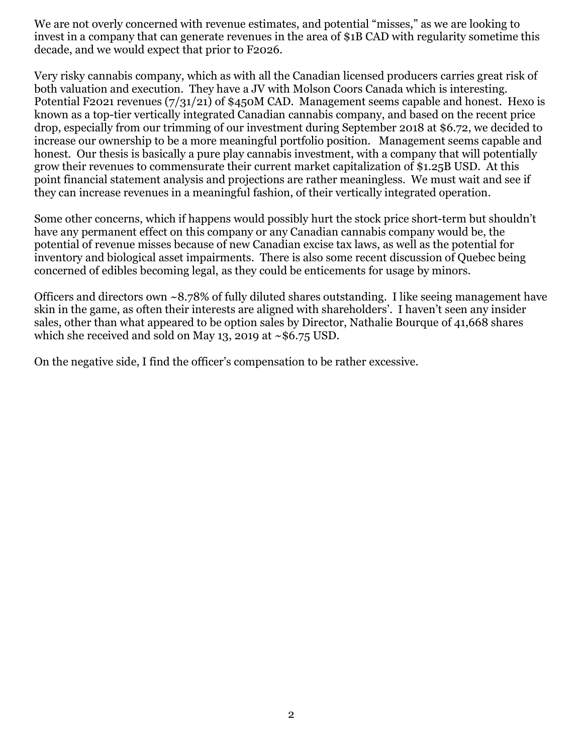We are not overly concerned with revenue estimates, and potential "misses," as we are looking to invest in a company that can generate revenues in the area of $1B CAD with regularity sometime this decade, and we would expect that prior to F2026.

Very risky cannabis company, which as with all the Canadian licensed producers carries great risk of both valuation and execution. They have a JV with Molson Coors Canada which is interesting. Potential F2021 revenues (7/31/21) of $450M CAD. Management seems capable and honest. Hexo is known as a top-tier vertically integrated Canadian cannabis company, and based on the recent price drop, especially from our trimming of our investment during September 2018 at $6.72, we decided to increase our ownership to be a more meaningful portfolio position. Management seems capable and honest. Our thesis is basically a pure play cannabis investment, with a company that will potentially grow their revenues to commensurate their current market capitalization of $1.25B USD. At this point financial statement analysis and projections are rather meaningless. We must wait and see if they can increase revenues in a meaningful fashion, of their vertically integrated operation.

Some other concerns, which if happens would possibly hurt the stock price short-term but shouldn't have any permanent effect on this company or any Canadian cannabis company would be, the potential of revenue misses because of new Canadian excise tax laws, as well as the potential for inventory and biological asset impairments. There is also some recent discussion of Quebec being concerned of edibles becoming legal, as they could be enticements for usage by minors.

Officers and directors own ~8.78% of fully diluted shares outstanding. I like seeing management have skin in the game, as often their interests are aligned with shareholders'. I haven't seen any insider sales, other than what appeared to be option sales by Director, Nathalie Bourque of 41,668 shares which she received and sold on May 13, 2019 at ~$6.75 USD.

On the negative side, I find the officer's compensation to be rather excessive.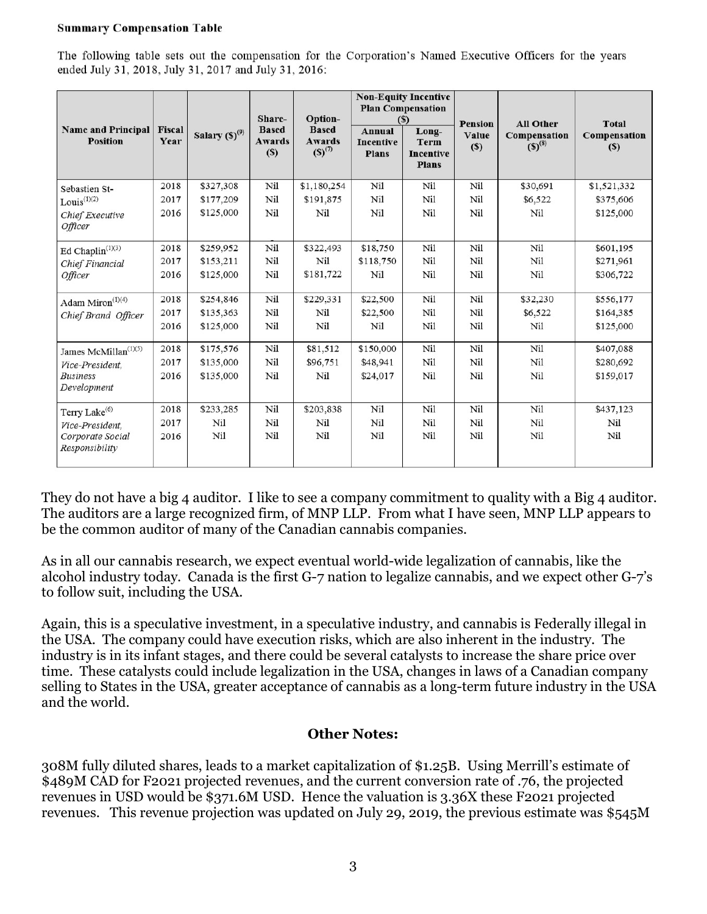**Summary Compensation Table**

The following table sets out the compensation for the Corporation's Named Executive Officers for the years ended July 31, 2018, July 31, 2017 and July 31, 2016:

| Name and Principal Position | Fiscal Year | Salary ($)[9] | Share-Based Awards ($) | Option-Based Awards ($)[7] | Non-Equity Incentive Plan Compensation ($) | | Pension Value ($) | All Other Compensation ($)[8] | Total Compensation ($) |
|---|---|---|---|---|---|---|---|---|---|
| | | | | | Annual Incentive Plans | Long-Term Incentive Plans | | | |
| Sebastien St-Louis[(1)(2)] *Chief Executive Officer* | 2018 | $327,308 | Nil | $1,180,254 | Nil | Nil | Nil | $30,691 | $1,521,332 |
| | 2017 | $177,209 | Nil | $191,875 | Nil | Nil | Nil | $6,522 | $375,606 |
| | 2016 | $125,000 | Nil | Nil | Nil | Nil | Nil | Nil | $125,000 |
| Ed Chaplin[(1)(3)] *Chief Financial Officer* | 2018 | $259,952 | Nil | $322,493 | $18,750 | Nil | Nil | Nil | $601,195 |
| | 2017 | $153,211 | Nil | Nil | $118,750 | Nil | Nil | Nil | $271,961 |
| | 2016 | $125,000 | Nil | $181,722 | Nil | Nil | Nil | Nil | $306,722 |
| Adam Miron[(1)(4)] *Chief Brand Officer* | 2018 | $254,846 | Nil | $229,331 | $22,500 | Nil | Nil | $32,230 | $556,177 |
| | 2017 | $135,363 | Nil | Nil | $22,500 | Nil | Nil | $6,522 | $164,385 |
| | 2016 | $125,000 | Nil | Nil | Nil | Nil | Nil | Nil | $125,000 |
| James McMillan[(1)(5)] *Vice-President, Business Development* | 2018 | $175,576 | Nil | $81,512 | $150,000 | Nil | Nil | Nil | $407,088 |
| | 2017 | $135,000 | Nil | $96,751 | $48,941 | Nil | Nil | Nil | $280,692 |
| | 2016 | $135,000 | Nil | Nil | $24,017 | Nil | Nil | Nil | $159,017 |
| Terry Lake[(6)] *Vice-President, Corporate Social Responsibility* | 2018 | $233,285 | Nil | $203,838 | Nil | Nil | Nil | Nil | $437,123 |
| | 2017 | Nil | Nil | Nil | Nil | Nil | Nil | Nil | Nil |
| | 2016 | Nil | Nil | Nil | Nil | Nil | Nil | Nil | Nil |

They do not have a big 4 auditor. I like to see a company commitment to quality with a Big 4 auditor. The auditors are a large recognized firm, of MNP LLP. From what I have seen, MNP LLP appears to be the common auditor of many of the Canadian cannabis companies.

As in all our cannabis research, we expect eventual world-wide legalization of cannabis, like the alcohol industry today. Canada is the first G-7 nation to legalize cannabis, and we expect other G-7's to follow suit, including the USA.

Again, this is a speculative investment, in a speculative industry, and cannabis is Federally illegal in the USA. The company could have execution risks, which are also inherent in the industry. The industry is in its infant stages, and there could be several catalysts to increase the share price over time. These catalysts could include legalization in the USA, changes in laws of a Canadian company selling to States in the USA, greater acceptance of cannabis as a long-term future industry in the USA and the world.

## Other Notes:

308M fully diluted shares, leads to a market capitalization of $1.25B. Using Merrill's estimate of $489M CAD for F2021 projected revenues, and the current conversion rate of .76, the projected revenues in USD would be $371.6M USD. Hence the valuation is 3.36X these F2021 projected revenues. This revenue projection was updated on July 29, 2019, the previous estimate was $545M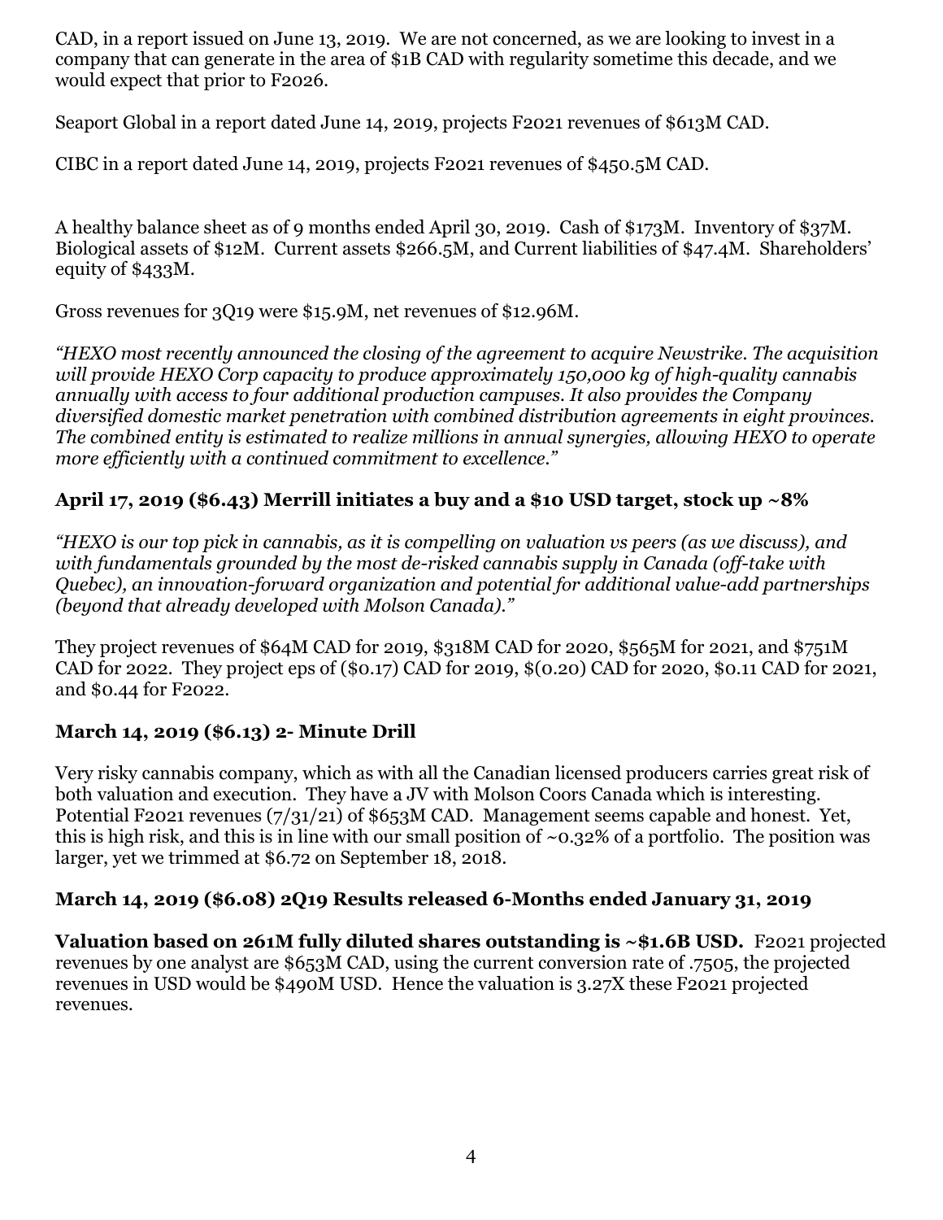CAD, in a report issued on June 13, 2019. We are not concerned, as we are looking to invest in a company that can generate in the area of $1B CAD with regularity sometime this decade, and we would expect that prior to F2026.

Seaport Global in a report dated June 14, 2019, projects F2021 revenues of $613M CAD.

CIBC in a report dated June 14, 2019, projects F2021 revenues of $450.5M CAD.

A healthy balance sheet as of 9 months ended April 30, 2019. Cash of $173M. Inventory of $37M. Biological assets of $12M. Current assets $266.5M, and Current liabilities of $47.4M. Shareholders' equity of $433M.

Gross revenues for 3Q19 were $15.9M, net revenues of $12.96M.

*"HEXO most recently announced the closing of the agreement to acquire Newstrike. The acquisition will provide HEXO Corp capacity to produce approximately 150,000 kg of high-quality cannabis annually with access to four additional production campuses. It also provides the Company diversified domestic market penetration with combined distribution agreements in eight provinces. The combined entity is estimated to realize millions in annual synergies, allowing HEXO to operate more efficiently with a continued commitment to excellence."*

### April 17, 2019 ($6.43) Merrill initiates a buy and a $10 USD target, stock up ~8%

*"HEXO is our top pick in cannabis, as it is compelling on valuation vs peers (as we discuss), and with fundamentals grounded by the most de-risked cannabis supply in Canada (off-take with Quebec), an innovation-forward organization and potential for additional value-add partnerships (beyond that already developed with Molson Canada)."*

They project revenues of $64M CAD for 2019, $318M CAD for 2020, $565M for 2021, and $751M CAD for 2022. They project eps of ($0.17) CAD for 2019, $(0.20) CAD for 2020, $0.11 CAD for 2021, and $0.44 for F2022.

### March 14, 2019 ($6.13) 2- Minute Drill

Very risky cannabis company, which as with all the Canadian licensed producers carries great risk of both valuation and execution. They have a JV with Molson Coors Canada which is interesting. Potential F2021 revenues (7/31/21) of $653M CAD. Management seems capable and honest. Yet, this is high risk, and this is in line with our small position of ~0.32% of a portfolio. The position was larger, yet we trimmed at $6.72 on September 18, 2018.

### March 14, 2019 ($6.08) 2Q19 Results released 6-Months ended January 31, 2019

**Valuation based on 261M fully diluted shares outstanding is ~$1.6B USD.** F2021 projected revenues by one analyst are $653M CAD, using the current conversion rate of .7505, the projected revenues in USD would be $490M USD. Hence the valuation is 3.27X these F2021 projected revenues.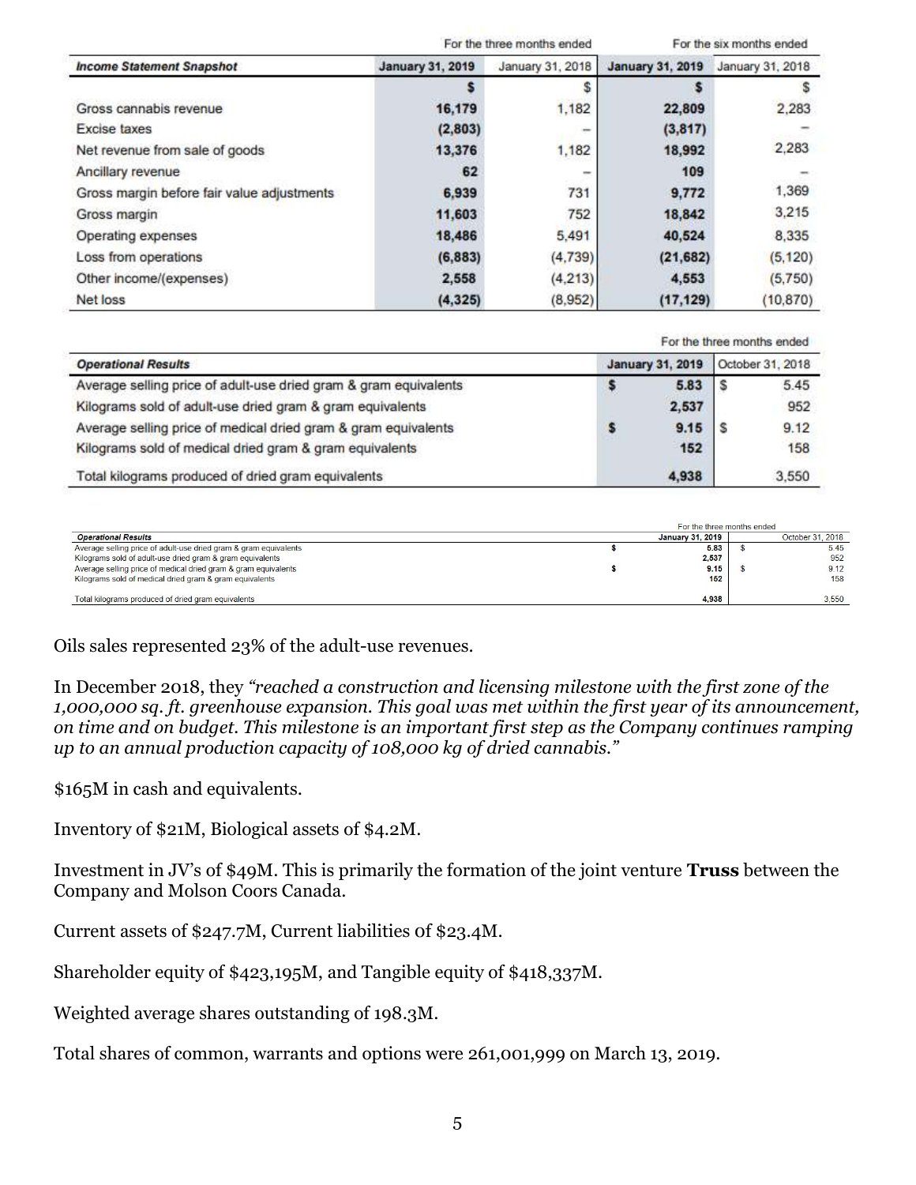| Income Statement Snapshot | For the three months ended January 31, 2019 | January 31, 2018 | For the six months ended January 31, 2019 | January 31, 2018 |
|---|---|---|---|---|
| | $ | $ | $ | $ |
| Gross cannabis revenue | 16,179 | 1,182 | 22,809 | 2,283 |
| Excise taxes | (2,803) | – | (3,817) | – |
| Net revenue from sale of goods | 13,376 | 1,182 | 18,992 | 2,283 |
| Ancillary revenue | 62 | – | 109 | – |
| Gross margin before fair value adjustments | 6,939 | 731 | 9,772 | 1,369 |
| Gross margin | 11,603 | 752 | 18,842 | 3,215 |
| Operating expenses | 18,486 | 5,491 | 40,524 | 8,335 |
| Loss from operations | (6,883) | (4,739) | (21,682) | (5,120) |
| Other income/(expenses) | 2,558 | (4,213) | 4,553 | (5,750) |
| Net loss | (4,325) | (8,952) | (17,129) | (10,870) |

| Operational Results | For the three months ended January 31, 2019 | October 31, 2018 |
|---|---|---|
| Average selling price of adult-use dried gram & gram equivalents | $ 5.83 | $ 5.45 |
| Kilograms sold of adult-use dried gram & gram equivalents | 2,537 | 952 |
| Average selling price of medical dried gram & gram equivalents | $ 9.15 | $ 9.12 |
| Kilograms sold of medical dried gram & gram equivalents | 152 | 158 |
| Total kilograms produced of dried gram equivalents | 4,938 | 3,550 |

| Operational Results | For the three months ended January 31, 2019 | October 31, 2018 |
|---|---|---|
| Average selling price of adult-use dried gram & gram equivalents | $ 5.83 | $ 5.45 |
| Kilograms sold of adult-use dried gram & gram equivalents | 2,537 | 952 |
| Average selling price of medical dried gram & gram equivalents | $ 9.15 | $ 9.12 |
| Kilograms sold of medical dried gram & gram equivalents | 152 | 158 |
| Total kilograms produced of dried gram equivalents | 4,938 | 3,550 |

Oils sales represented 23% of the adult-use revenues.

In December 2018, they *"reached a construction and licensing milestone with the first zone of the 1,000,000 sq. ft. greenhouse expansion. This goal was met within the first year of its announcement, on time and on budget. This milestone is an important first step as the Company continues ramping up to an annual production capacity of 108,000 kg of dried cannabis."*

$165M in cash and equivalents.

Inventory of $21M, Biological assets of $4.2M.

Investment in JV's of $49M. This is primarily the formation of the joint venture **Truss** between the Company and Molson Coors Canada.

Current assets of $247.7M, Current liabilities of $23.4M.

Shareholder equity of $423,195M, and Tangible equity of $418,337M.

Weighted average shares outstanding of 198.3M.

Total shares of common, warrants and options were 261,001,999 on March 13, 2019.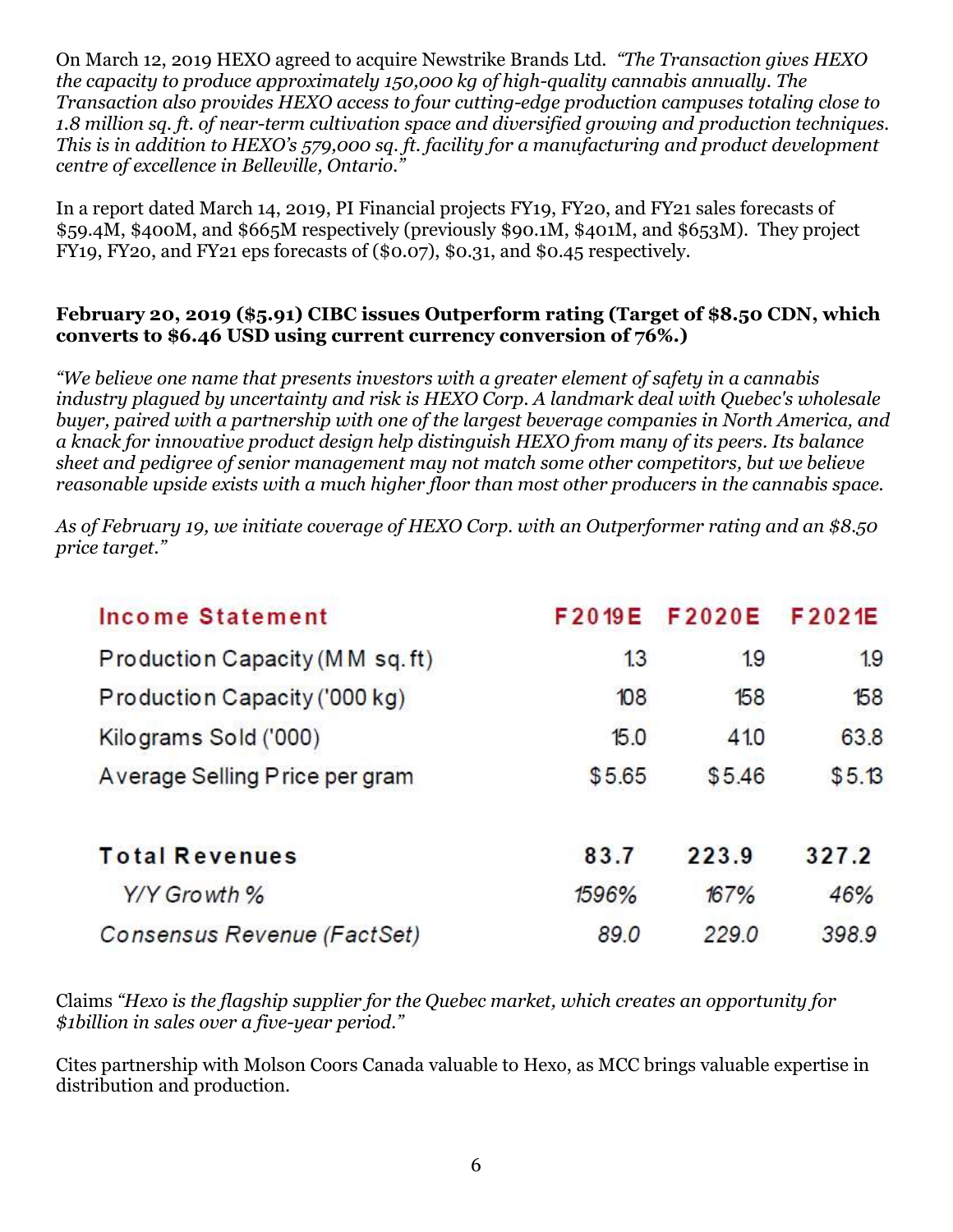On March 12, 2019 HEXO agreed to acquire Newstrike Brands Ltd. *"The Transaction gives HEXO the capacity to produce approximately 150,000 kg of high-quality cannabis annually. The Transaction also provides HEXO access to four cutting-edge production campuses totaling close to 1.8 million sq. ft. of near-term cultivation space and diversified growing and production techniques. This is in addition to HEXO's 579,000 sq. ft. facility for a manufacturing and product development centre of excellence in Belleville, Ontario."*

In a report dated March 14, 2019, PI Financial projects FY19, FY20, and FY21 sales forecasts of $59.4M, $400M, and $665M respectively (previously $90.1M, $401M, and $653M). They project FY19, FY20, and FY21 eps forecasts of ($0.07), $0.31, and $0.45 respectively.

**February 20, 2019 ($5.91) CIBC issues Outperform rating (Target of $8.50 CDN, which converts to $6.46 USD using current currency conversion of 76%.)**

*"We believe one name that presents investors with a greater element of safety in a cannabis industry plagued by uncertainty and risk is HEXO Corp. A landmark deal with Quebec's wholesale buyer, paired with a partnership with one of the largest beverage companies in North America, and a knack for innovative product design help distinguish HEXO from many of its peers. Its balance sheet and pedigree of senior management may not match some other competitors, but we believe reasonable upside exists with a much higher floor than most other producers in the cannabis space.*

*As of February 19, we initiate coverage of HEXO Corp. with an Outperformer rating and an $8.50 price target."*

| Income Statement | F2019E | F2020E | F2021E |
|---|---|---|---|
| Production Capacity (MM sq. ft) | 1.3 | 1.9 | 1.9 |
| Production Capacity ('000 kg) | 108 | 158 | 158 |
| Kilograms Sold ('000) | 15.0 | 41.0 | 63.8 |
| Average Selling Price per gram | $5.65 | $5.46 | $5.13 |
| **Total Revenues** | **83.7** | **223.9** | **327.2** |
| *Y/Y Growth %* | *1596%* | *167%* | *46%* |
| *Consensus Revenue (FactSet)* | *89.0* | *229.0* | *398.9* |

Claims *"Hexo is the flagship supplier for the Quebec market, which creates an opportunity for $1billion in sales over a five-year period."*

Cites partnership with Molson Coors Canada valuable to Hexo, as MCC brings valuable expertise in distribution and production.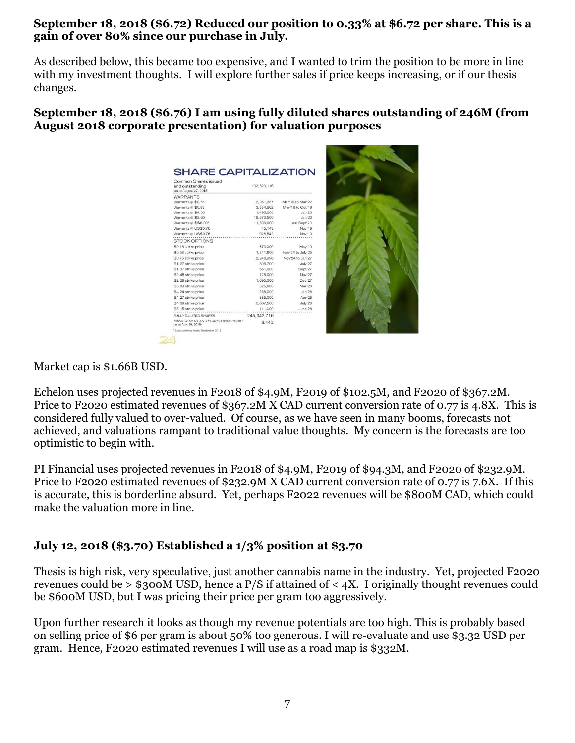**September 18, 2018 ($6.72) Reduced our position to 0.33% at $6.72 per share. This is a gain of over 80% since our purchase in July.**

As described below, this became too expensive, and I wanted to trim the position to be more in line with my investment thoughts. I will explore further sales if price keeps increasing, or if our thesis changes.

**September 18, 2018 ($6.76) I am using fully diluted shares outstanding of 246M (from August 2018 corporate presentation) for valuation purposes**

SHARE CAPITALIZATION

| | | |
|---|---|---|
| Common Shares issued and outstanding (as at August 27, 2018) | 193,629,116 | |
| **WARRANTS** | | |
| Warrants @ $0.75 | 2,051,357 | Mar'19 to Mar'22 |
| Warrants @ $0.83 | 3,334,962 | Mar'19 to Oct'19 |
| Warrants @ $4.00 | 1,495,000 | Jan'20 |
| Warrants @ $5.60 | 18,570,500 | Jan'20 |
| Warrants @ $$6.00* | 11,500,000 | est Sept'20 |
| Warrants @ US$0.70 | 45,143 | Nov'19 |
| Warrants @ US$0.76 | 928,542 | Nov'19 |
| **STOCK OPTIONS** | | |
| $0.16 strike price | 570,000 | May'19 |
| $0.58 strike price | 1,241,900 | Nov'24 to July'25 |
| $0.75 strike price | 2,248,996 | Nov'24 to Jan'27 |
| $1.27 strike price | 606,700 | July'27 |
| $1.37 strike price | 631,000 | Sept'27 |
| $2.48 strike price | 128,000 | Nov'27 |
| $2.69 strike price | 1,695,000 | Dec'27 |
| $3.89 strike price | 325,000 | Mar'28 |
| $4.24 strike price | 258,000 | Jan'28 |
| $4.27 strike price | 885,000 | Apr'28 |
| $4.89 strike price | 5,667,500 | July'28 |
| $5.15 strike price | 111,000 | June'28 |
| FULLY DILUTED SHARES | 245,942,716 | |
| MANAGEMENT AND BOARD OWNERSHIP (as at Apr. 30, 2018) | 9.44% | |

\* Expected to be issued September 2018

Market cap is $1.66B USD.

Echelon uses projected revenues in F2018 of $4.9M, F2019 of $102.5M, and F2020 of $367.2M. Price to F2020 estimated revenues of $367.2M X CAD current conversion rate of 0.77 is 4.8X. This is considered fully valued to over-valued. Of course, as we have seen in many booms, forecasts not achieved, and valuations rampant to traditional value thoughts. My concern is the forecasts are too optimistic to begin with.

PI Financial uses projected revenues in F2018 of $4.9M, F2019 of $94.3M, and F2020 of $232.9M. Price to F2020 estimated revenues of $232.9M X CAD current conversion rate of 0.77 is 7.6X. If this is accurate, this is borderline absurd. Yet, perhaps F2022 revenues will be $800M CAD, which could make the valuation more in line.

**July 12, 2018 ($3.70) Established a 1/3% position at $3.70**

Thesis is high risk, very speculative, just another cannabis name in the industry. Yet, projected F2020 revenues could be > $300M USD, hence a P/S if attained of < 4X. I originally thought revenues could be $600M USD, but I was pricing their price per gram too aggressively.

Upon further research it looks as though my revenue potentials are too high. This is probably based on selling price of $6 per gram is about 50% too generous. I will re-evaluate and use $3.32 USD per gram. Hence, F2020 estimated revenues I will use as a road map is $332M.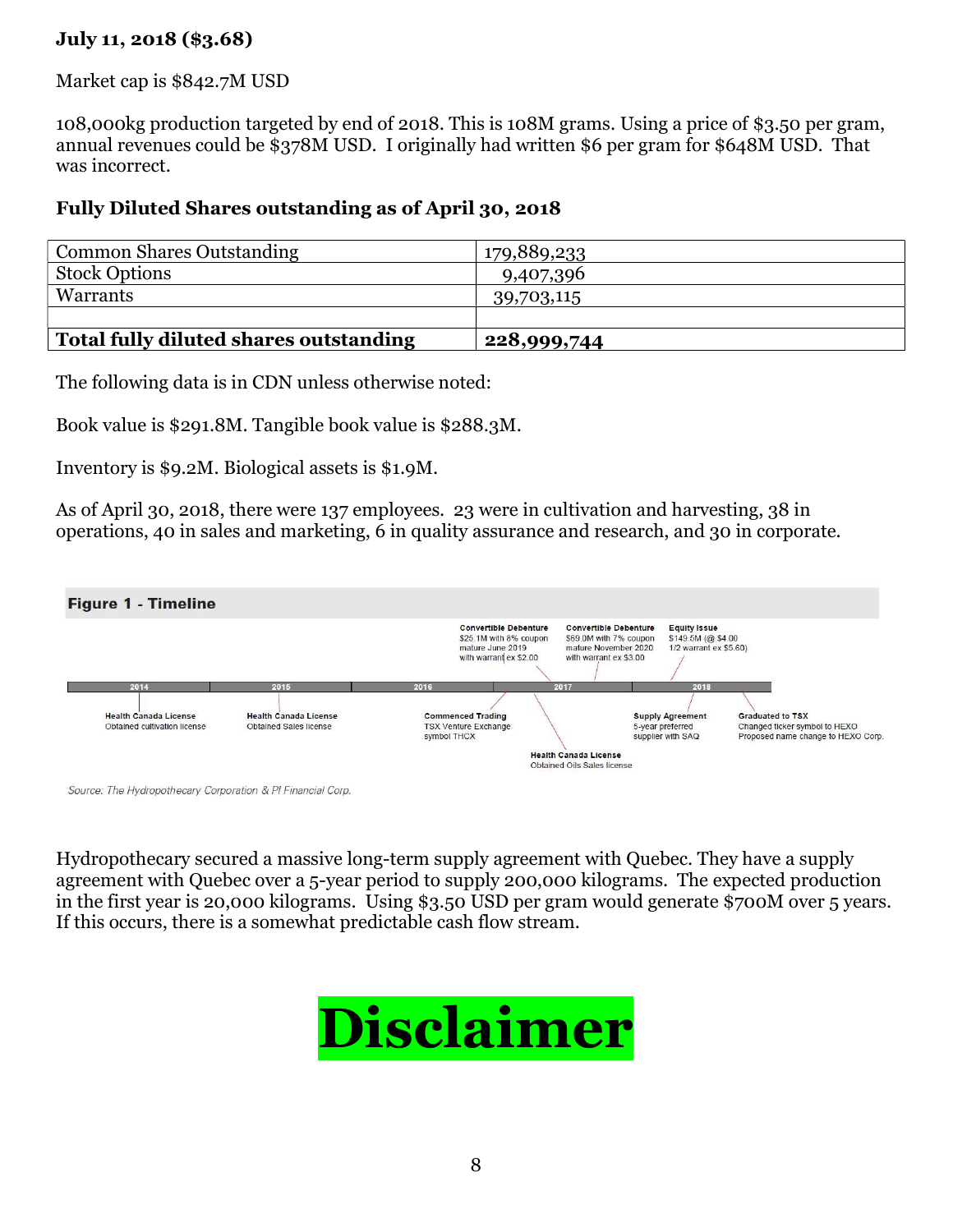**July 11, 2018 ($3.68)**

Market cap is $842.7M USD

108,000kg production targeted by end of 2018. This is 108M grams. Using a price of $3.50 per gram, annual revenues could be $378M USD. I originally had written $6 per gram for $648M USD. That was incorrect.

**Fully Diluted Shares outstanding as of April 30, 2018**

| Common Shares Outstanding | 179,889,233 |
|---|---|
| Stock Options | 9,407,396 |
| Warrants | 39,703,115 |
| | |
| **Total fully diluted shares outstanding** | **228,999,744** |

The following data is in CDN unless otherwise noted:

Book value is $291.8M. Tangible book value is $288.3M.

Inventory is $9.2M. Biological assets is $1.9M.

As of April 30, 2018, there were 137 employees. 23 were in cultivation and harvesting, 38 in operations, 40 in sales and marketing, 6 in quality assurance and research, and 30 in corporate.

**Figure 1 - Timeline**

2014 | 2015 | 2016 | 2017 | 2018

- **Health Canada License** – Obtained cultivation license
- **Health Canada License** – Obtained Sales license
- **Commenced Trading** – TSX Venture Exchange symbol THCX
- **Convertible Debenture** – $25.1M with 8% coupon mature June 2019 with warrant ex $2.00
- **Health Canada License** – Obtained Oils Sales license
- **Convertible Debenture** – $69.0M with 7% coupon mature November 2020 with warrant ex $3.00
- **Supply Agreement** – 5-year preferred supplier with SAQ
- **Equity Issue** – $149.5M (@ $4.00 1/2 warrant ex $5.60)
- **Graduated to TSX** – Changed ticker symbol to HEXO Proposed name change to HEXO Corp.

Source: The Hydropothecary Corporation & PI Financial Corp.

Hydropothecary secured a massive long-term supply agreement with Quebec. They have a supply agreement with Quebec over a 5-year period to supply 200,000 kilograms. The expected production in the first year is 20,000 kilograms. Using $3.50 USD per gram would generate $700M over 5 years. If this occurs, there is a somewhat predictable cash flow stream.

# Disclaimer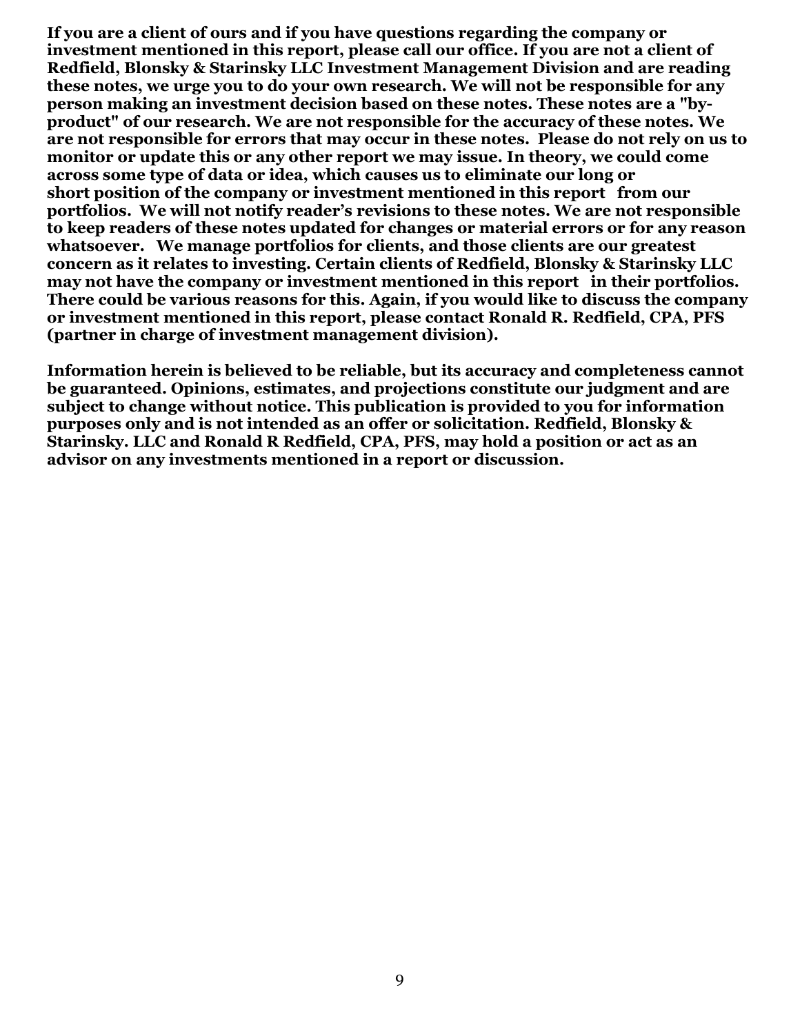**If you are a client of ours and if you have questions regarding the company or investment mentioned in this report, please call our office. If you are not a client of Redfield, Blonsky & Starinsky LLC Investment Management Division and are reading these notes, we urge you to do your own research. We will not be responsible for any person making an investment decision based on these notes. These notes are a "by-product" of our research. We are not responsible for the accuracy of these notes. We are not responsible for errors that may occur in these notes. Please do not rely on us to monitor or update this or any other report we may issue. In theory, we could come across some type of data or idea, which causes us to eliminate our long or short position of the company or investment mentioned in this report from our portfolios. We will not notify reader's revisions to these notes. We are not responsible to keep readers of these notes updated for changes or material errors or for any reason whatsoever. We manage portfolios for clients, and those clients are our greatest concern as it relates to investing. Certain clients of Redfield, Blonsky & Starinsky LLC may not have the company or investment mentioned in this report in their portfolios. There could be various reasons for this. Again, if you would like to discuss the company or investment mentioned in this report, please contact Ronald R. Redfield, CPA, PFS (partner in charge of investment management division).**

**Information herein is believed to be reliable, but its accuracy and completeness cannot be guaranteed. Opinions, estimates, and projections constitute our judgment and are subject to change without notice. This publication is provided to you for information purposes only and is not intended as an offer or solicitation. Redfield, Blonsky & Starinsky. LLC and Ronald R Redfield, CPA, PFS, may hold a position or act as an advisor on any investments mentioned in a report or discussion.**